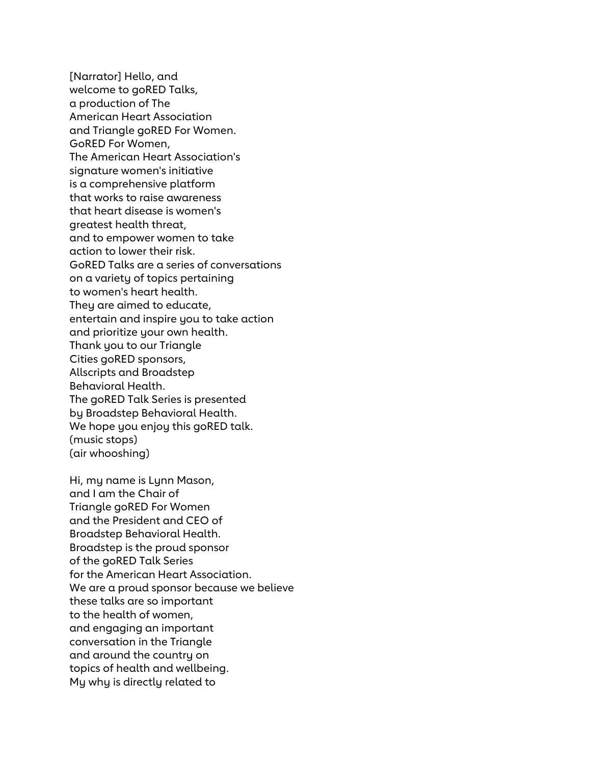[Narrator] Hello, and
welcome to goRED Talks,
a production of The
American Heart Association
and Triangle goRED For Women.
GoRED For Women,
The American Heart Association's
signature women's initiative
is a comprehensive platform
that works to raise awareness
that heart disease is women's
greatest health threat,
and to empower women to take
action to lower their risk.
GoRED Talks are a series of conversations
on a variety of topics pertaining
to women's heart health.
They are aimed to educate,
entertain and inspire you to take action
and prioritize your own health.
Thank you to our Triangle
Cities goRED sponsors,
Allscripts and Broadstep
Behavioral Health.
The goRED Talk Series is presented
by Broadstep Behavioral Health.
We hope you enjoy this goRED talk.
(music stops)
(air whooshing)

Hi, my name is Lynn Mason,
and I am the Chair of
Triangle goRED For Women
and the President and CEO of
Broadstep Behavioral Health.
Broadstep is the proud sponsor
of the goRED Talk Series
for the American Heart Association.
We are a proud sponsor because we believe
these talks are so important
to the health of women,
and engaging an important
conversation in the Triangle
and around the country on
topics of health and wellbeing.
My why is directly related to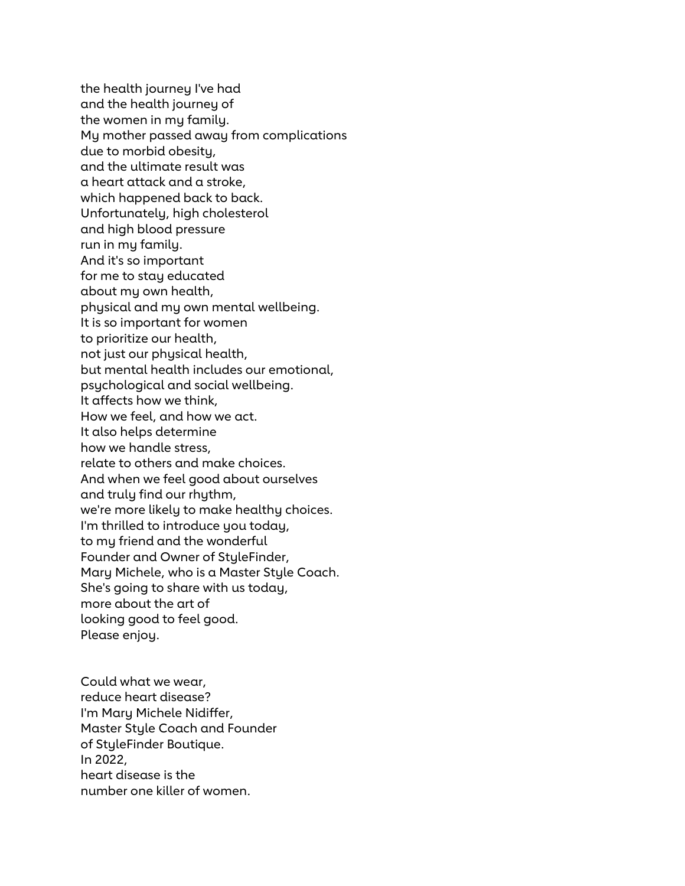the health journey I've had
and the health journey of
the women in my family.
My mother passed away from complications
due to morbid obesity,
and the ultimate result was
a heart attack and a stroke,
which happened back to back.
Unfortunately, high cholesterol
and high blood pressure
run in my family.
And it's so important
for me to stay educated
about my own health,
physical and my own mental wellbeing.
It is so important for women
to prioritize our health,
not just our physical health,
but mental health includes our emotional,
psychological and social wellbeing.
It affects how we think,
How we feel, and how we act.
It also helps determine
how we handle stress,
relate to others and make choices.
And when we feel good about ourselves
and truly find our rhythm,
we're more likely to make healthy choices.
I'm thrilled to introduce you today,
to my friend and the wonderful
Founder and Owner of StyleFinder,
Mary Michele, who is a Master Style Coach.
She's going to share with us today,
more about the art of
looking good to feel good.
Please enjoy.

Could what we wear,
reduce heart disease?
I'm Mary Michele Nidiffer,
Master Style Coach and Founder
of StyleFinder Boutique.
In 2022,
heart disease is the
number one killer of women.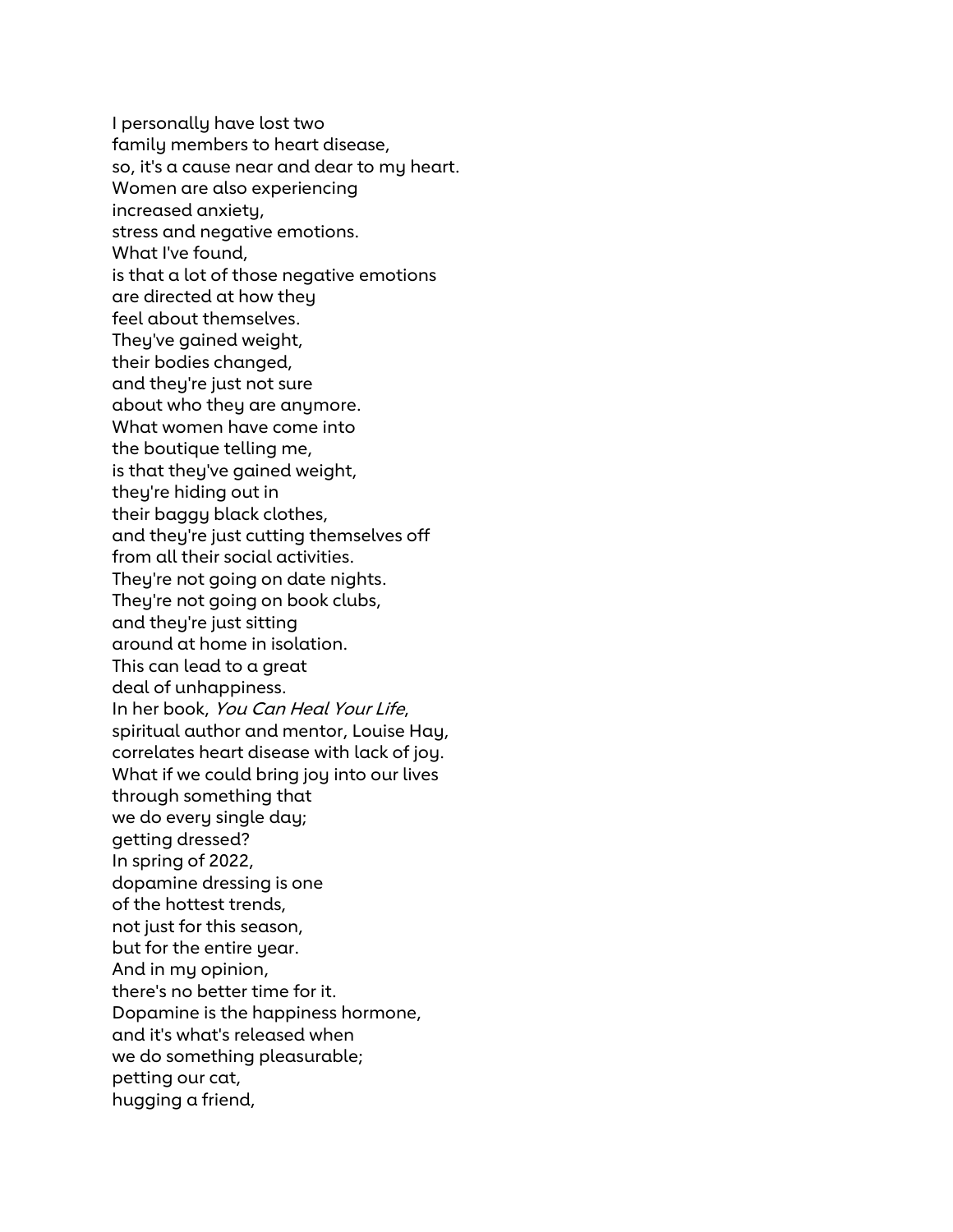I personally have lost two
family members to heart disease,
so, it's a cause near and dear to my heart.
Women are also experiencing
increased anxiety,
stress and negative emotions.
What I've found,
is that a lot of those negative emotions
are directed at how they
feel about themselves.
They've gained weight,
their bodies changed,
and they're just not sure
about who they are anymore.
What women have come into
the boutique telling me,
is that they've gained weight,
they're hiding out in
their baggy black clothes,
and they're just cutting themselves off
from all their social activities.
They're not going on date nights.
They're not going on book clubs,
and they're just sitting
around at home in isolation.
This can lead to a great
deal of unhappiness.
In her book, *You Can Heal Your Life*,
spiritual author and mentor, Louise Hay,
correlates heart disease with lack of joy.
What if we could bring joy into our lives
through something that
we do every single day;
getting dressed?
In spring of 2022,
dopamine dressing is one
of the hottest trends,
not just for this season,
but for the entire year.
And in my opinion,
there's no better time for it.
Dopamine is the happiness hormone,
and it's what's released when
we do something pleasurable;
petting our cat,
hugging a friend,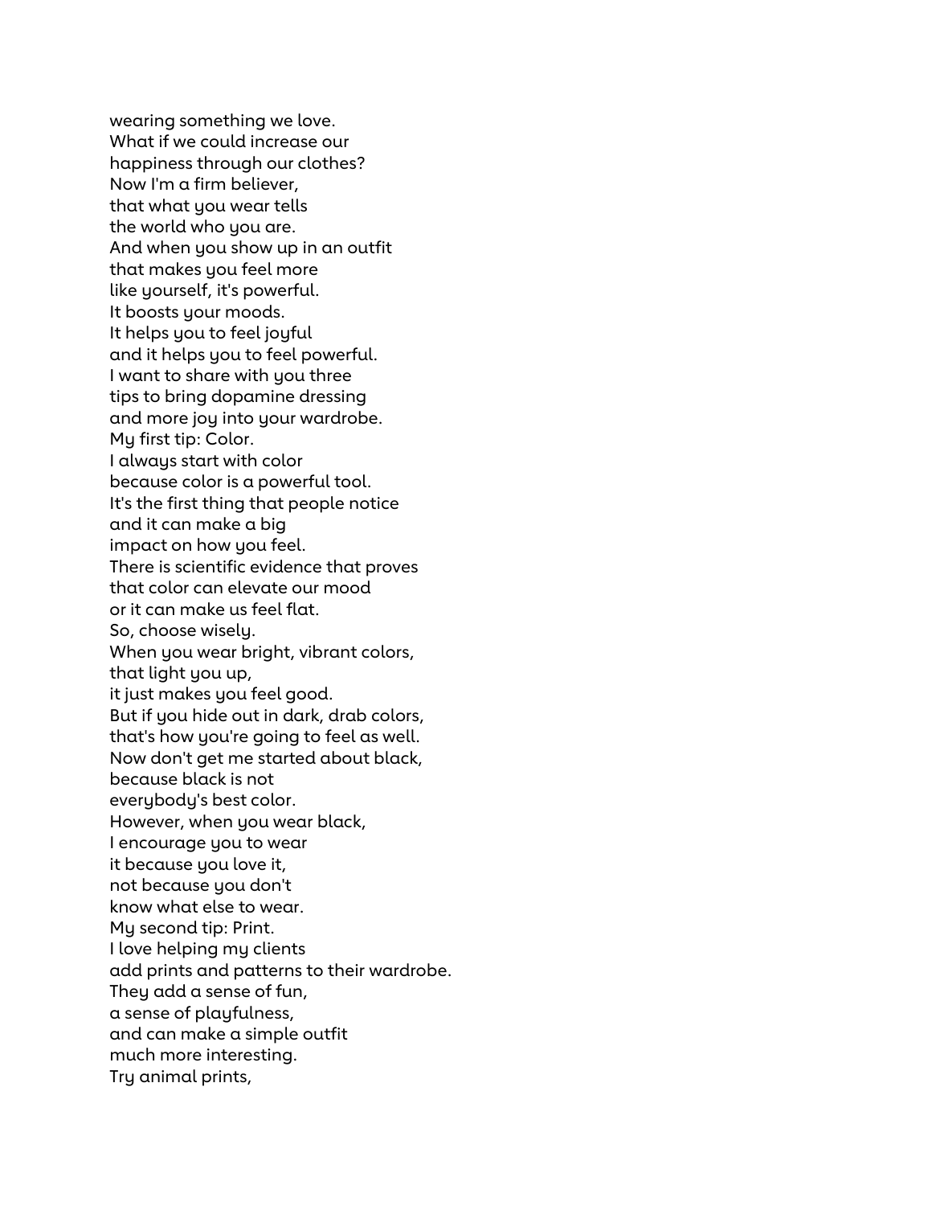wearing something we love.
What if we could increase our
happiness through our clothes?
Now I'm a firm believer,
that what you wear tells
the world who you are.
And when you show up in an outfit
that makes you feel more
like yourself, it's powerful.
It boosts your moods.
It helps you to feel joyful
and it helps you to feel powerful.
I want to share with you three
tips to bring dopamine dressing
and more joy into your wardrobe.
My first tip: Color.
I always start with color
because color is a powerful tool.
It's the first thing that people notice
and it can make a big
impact on how you feel.
There is scientific evidence that proves
that color can elevate our mood
or it can make us feel flat.
So, choose wisely.
When you wear bright, vibrant colors,
that light you up,
it just makes you feel good.
But if you hide out in dark, drab colors,
that's how you're going to feel as well.
Now don't get me started about black,
because black is not
everybody's best color.
However, when you wear black,
I encourage you to wear
it because you love it,
not because you don't
know what else to wear.
My second tip: Print.
I love helping my clients
add prints and patterns to their wardrobe.
They add a sense of fun,
a sense of playfulness,
and can make a simple outfit
much more interesting.
Try animal prints,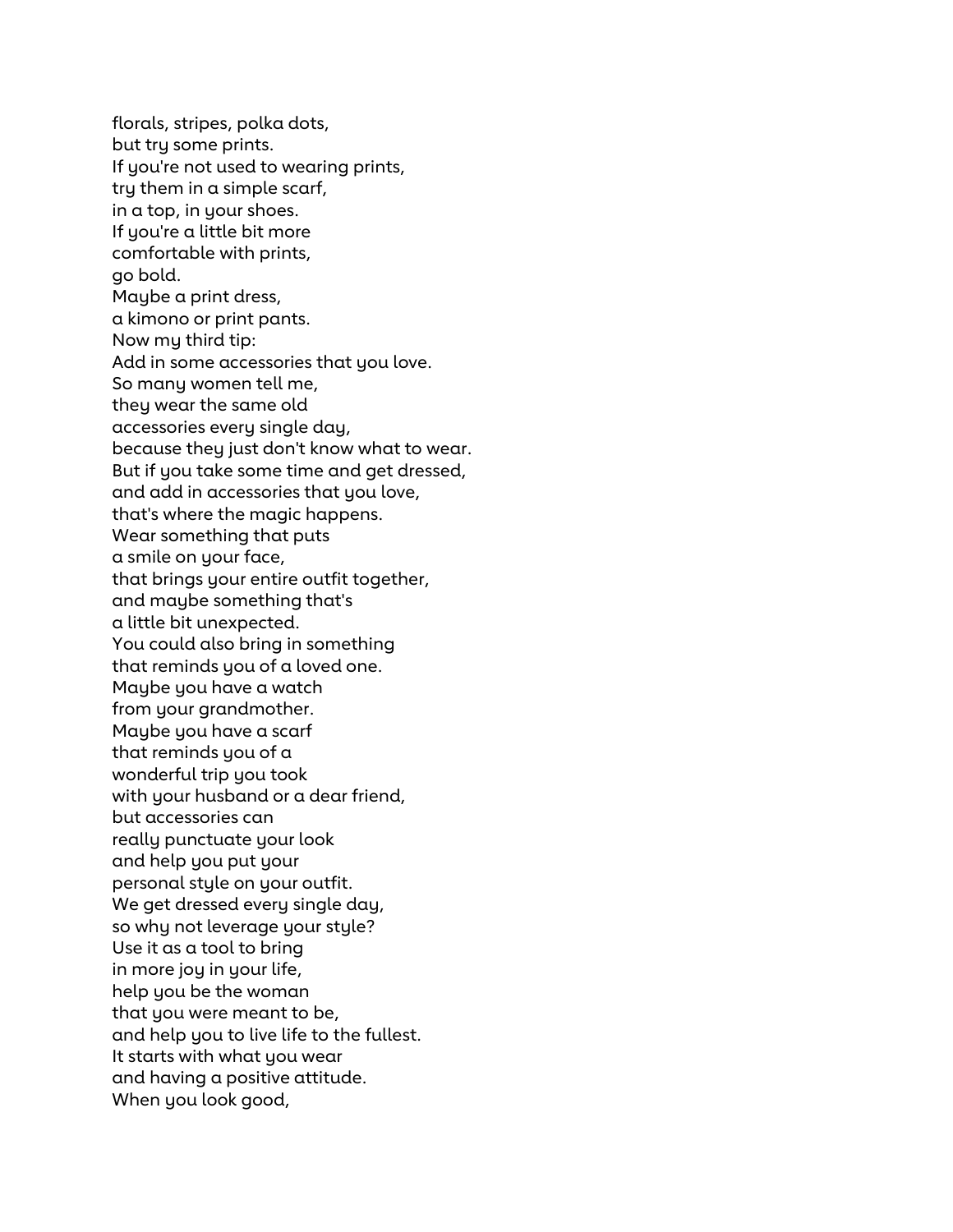florals, stripes, polka dots,
but try some prints.
If you're not used to wearing prints,
try them in a simple scarf,
in a top, in your shoes.
If you're a little bit more
comfortable with prints,
go bold.
Maybe a print dress,
a kimono or print pants.
Now my third tip:
Add in some accessories that you love.
So many women tell me,
they wear the same old
accessories every single day,
because they just don't know what to wear.
But if you take some time and get dressed,
and add in accessories that you love,
that's where the magic happens.
Wear something that puts
a smile on your face,
that brings your entire outfit together,
and maybe something that's
a little bit unexpected.
You could also bring in something
that reminds you of a loved one.
Maybe you have a watch
from your grandmother.
Maybe you have a scarf
that reminds you of a
wonderful trip you took
with your husband or a dear friend,
but accessories can
really punctuate your look
and help you put your
personal style on your outfit.
We get dressed every single day,
so why not leverage your style?
Use it as a tool to bring
in more joy in your life,
help you be the woman
that you were meant to be,
and help you to live life to the fullest.
It starts with what you wear
and having a positive attitude.
When you look good,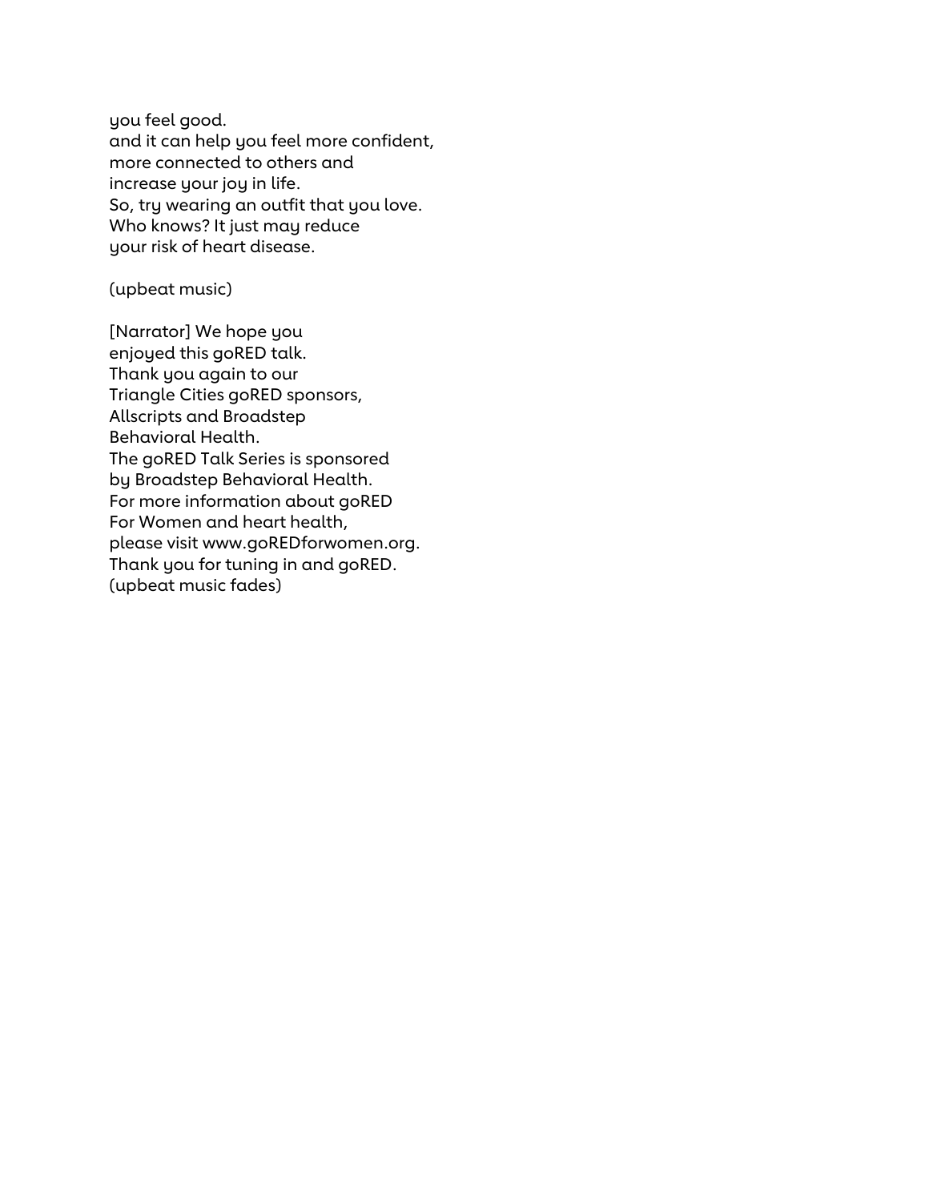you feel good.
and it can help you feel more confident,
more connected to others and
increase your joy in life.
So, try wearing an outfit that you love.
Who knows? It just may reduce
your risk of heart disease.

(upbeat music)

[Narrator] We hope you
enjoyed this goRED talk.
Thank you again to our
Triangle Cities goRED sponsors,
Allscripts and Broadstep
Behavioral Health.
The goRED Talk Series is sponsored
by Broadstep Behavioral Health.
For more information about goRED
For Women and heart health,
please visit www.goREDforwomen.org.
Thank you for tuning in and goRED.
(upbeat music fades)